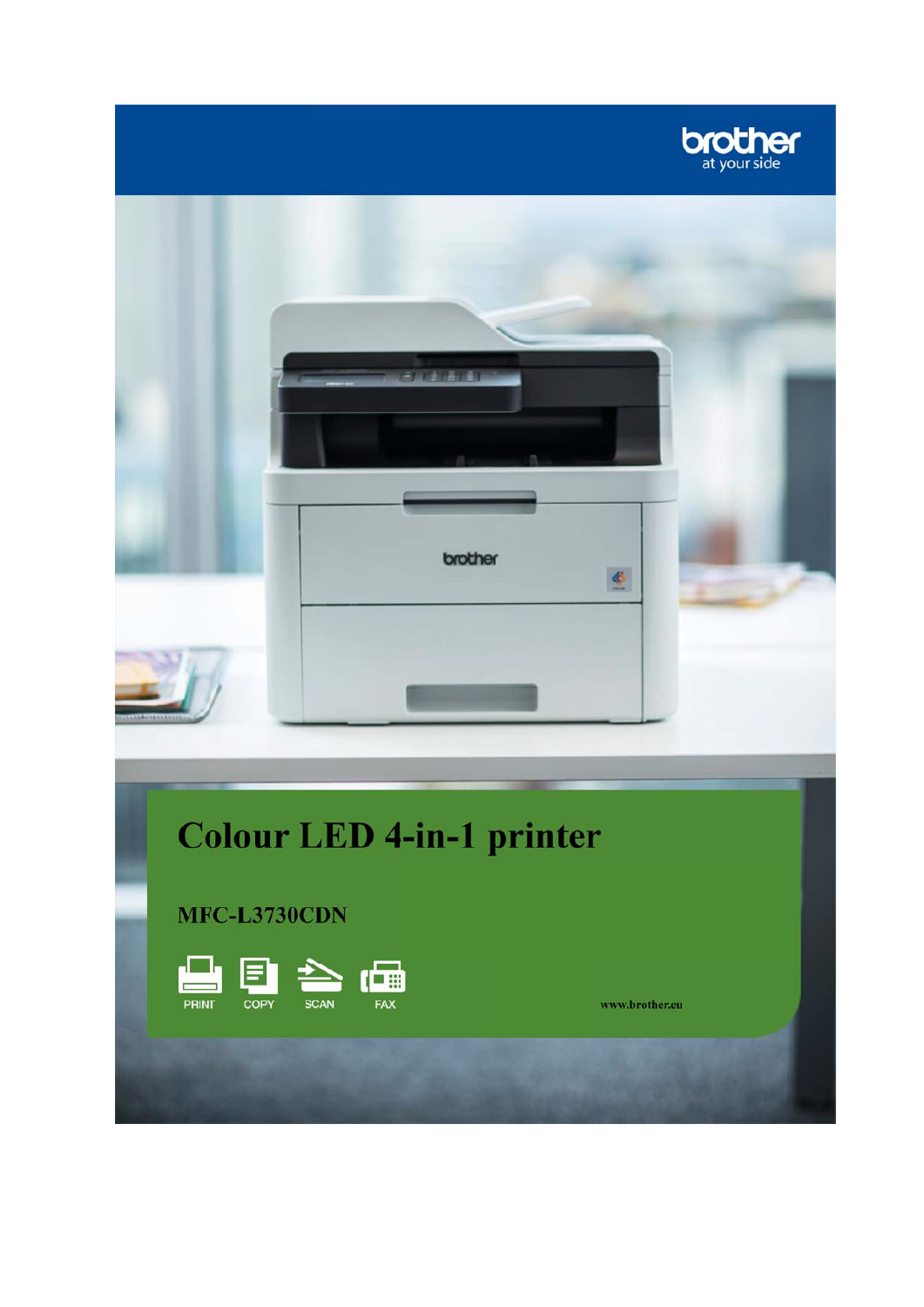brother
at your side

# Colour LED 4-in-1 printer

## MFC-L3730CDN

PRINT COPY SCAN FAX

www.brother.eu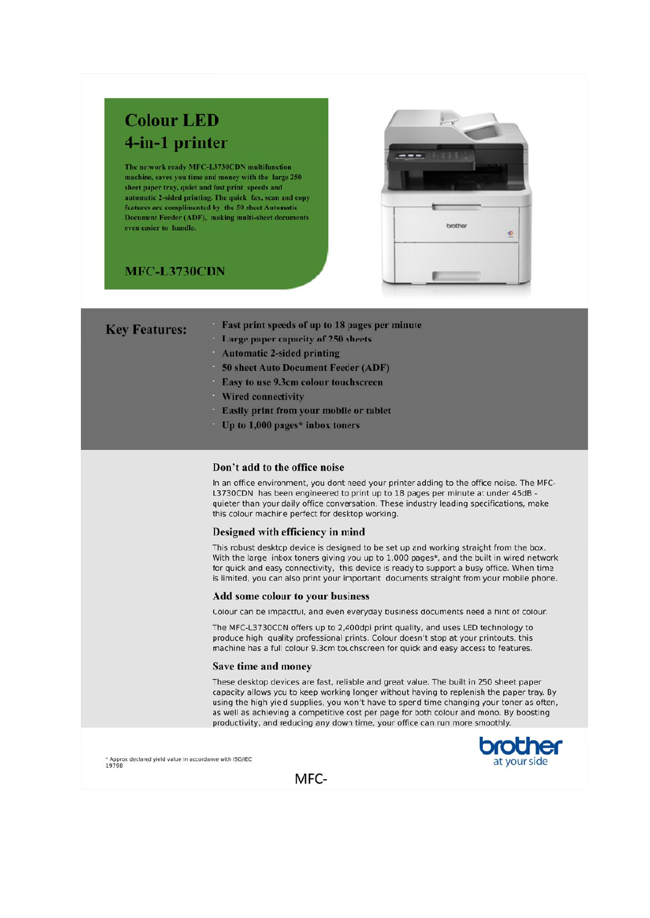# Colour LED 4-in-1 printer

The network ready MFC-L3730CDN multifunction machine, saves you time and money with the large 250 sheet paper tray, quiet and fast print speeds and automatic 2-sided printing. The quick fax, scan and copy features are complimented by the 50 sheet Automatic Document Feeder (ADF), making multi-sheet documents even easier to handle.

## MFC-L3730CDN

## Key Features:

- Fast print speeds of up to 18 pages per minute
- Large paper capacity of 250 sheets
- Automatic 2-sided printing
- 50 sheet Auto Document Feeder (ADF)
- Easy to use 9.3cm colour touchscreen
- Wired connectivity
- Easily print from your mobile or tablet
- Up to 1,000 pages* inbox toners

### Don't add to the office noise

In an office environment, you dont need your printer adding to the office noise. The MFC-L3730CDN has been engineered to print up to 18 pages per minute at under 45dB - quieter than your daily office conversation. These industry leading specifications, make this colour machine perfect for desktop working.

### Designed with efficiency in mind

This robust desktop device is designed to be set up and working straight from the box. With the large inbox toners giving you up to 1,000 pages*, and the built in wired network for quick and easy connectivity, this device is ready to support a busy office. When time is limited, you can also print your important documents straight from your mobile phone.

### Add some colour to your business

Colour can be impactful, and even everyday business documents need a hint of colour.

The MFC-L3730CDN offers up to 2,400dpi print quality, and uses LED technology to produce high quality professional prints. Colour doesn't stop at your printouts, this machine has a full colour 9.3cm touchscreen for quick and easy access to features.

### Save time and money

These desktop devices are fast, reliable and great value. The built in 250 sheet paper capacity allows you to keep working longer without having to replenish the paper tray. By using the high yield supplies, you won't have to spend time changing your toner as often, as well as achieving a competitive cost per page for both colour and mono. By boosting productivity, and reducing any down time, your office can run more smoothly.

* Approx declared yield value in accordance with ISO/IEC 19798

brother at your side

MFC-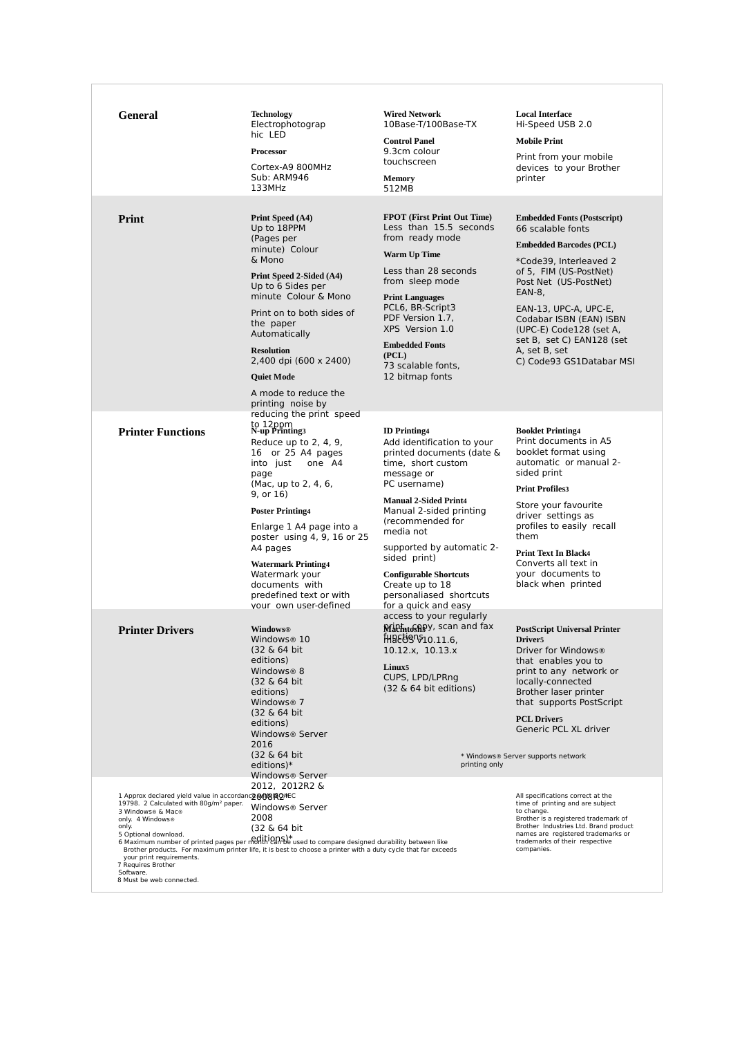## General

**Technology**
Electrophotographic LED

**Processor**
Cortex-A9 800MHz
Sub: ARM946 133MHz

**Wired Network**
10Base-T/100Base-TX

**Control Panel**
9.3cm colour touchscreen

**Memory**
512MB

**Local Interface**
Hi-Speed USB 2.0

**Mobile Print**
Print from your mobile devices to your Brother printer

## Print

**Print Speed (A4)**
Up to 18PPM (Pages per minute) Colour & Mono

**Print Speed 2-Sided (A4)**
Up to 6 Sides per minute Colour & Mono

Print on to both sides of the paper Automatically

**Resolution**
2,400 dpi (600 x 2400)

**Quiet Mode**
A mode to reduce the printing noise by reducing the print speed to 12ppm

**FPOT (First Print Out Time)**
Less than 15.5 seconds from ready mode

**Warm Up Time**
Less than 28 seconds from sleep mode

**Print Languages**
PCL6, BR-Script3
PDF Version 1.7,
XPS Version 1.0

**Embedded Fonts (PCL)**
73 scalable fonts,
12 bitmap fonts

**Embedded Fonts (Postscript)**
66 scalable fonts

**Embedded Barcodes (PCL)**
*Code39, Interleaved 2 of 5, FIM (US-PostNet) Post Net (US-PostNet) EAN-8,

EAN-13, UPC-A, UPC-E, Codabar ISBN (EAN) ISBN (UPC-E) Code128 (set A, set B, set C) EAN128 (set A, set B, set C) Code93 GS1Databar MSI

## Printer Functions

**N-up Printing[3]**
Reduce up to 2, 4, 9, 16 or 25 A4 pages into just one A4 page
(Mac, up to 2, 4, 6, 9, or 16)

**Poster Printing[4]**
Enlarge 1 A4 page into a poster using 4, 9, 16 or 25 A4 pages

**Watermark Printing[4]**
Watermark your documents with predefined text or with your own user-defined

**ID Printing[4]**
Add identification to your printed documents (date & time, short custom message or PC username)

**Manual 2-Sided Print[4]**
Manual 2-sided printing (recommended for media not supported by automatic 2-sided print)

**Configurable Shortcuts**
Create up to 18 personalised shortcuts for a quick and easy access to your regularly print, copy, scan and fax functions

**Booklet Printing[4]**
Print documents in A5 booklet format using automatic or manual 2-sided print

**Print Profiles[3]**
Store your favourite driver settings as profiles to easily recall them

**Print Text In Black[4]**
Converts all text in your documents to black when printed

## Printer Drivers

**Windows®**
Windows® 10 (32 & 64 bit editions)
Windows® 8 (32 & 64 bit editions)
Windows® 7 (32 & 64 bit editions)
Windows® Server 2016 (32 & 64 bit editions)*
Windows® Server 2012, 2012R2 & 2008R2*
Windows® Server 2008 (32 & 64 bit editions)*

**Macintosh[5]**
macOS v10.11.6, 10.12.x, 10.13.x

**Linux[5]**
CUPS, LPD/LPRng
(32 & 64 bit editions)

**PostScript Universal Printer Driver[5]**
Driver for Windows® that enables you to print to any network or locally-connected Brother laser printer that supports PostScript

**PCL Driver[5]**
Generic PCL XL driver

\* Windows® Server supports network printing only

1 Approx declared yield value in accordance with ISO/IEC 19798. 2 Calculated with 80g/m² paper.
3 Windows® & Mac® only. 4 Windows® only.
5 Optional download.
6 Maximum number of printed pages per month can be used to compare designed durability between like Brother products. For maximum printer life, it is best to choose a printer with a duty cycle that far exceeds your print requirements.
7 Requires Brother Software.
8 Must be web connected.

All specifications correct at the time of printing and are subject to change.
Brother is a registered trademark of Brother Industries Ltd. Brand product names are registered trademarks or trademarks of their respective companies.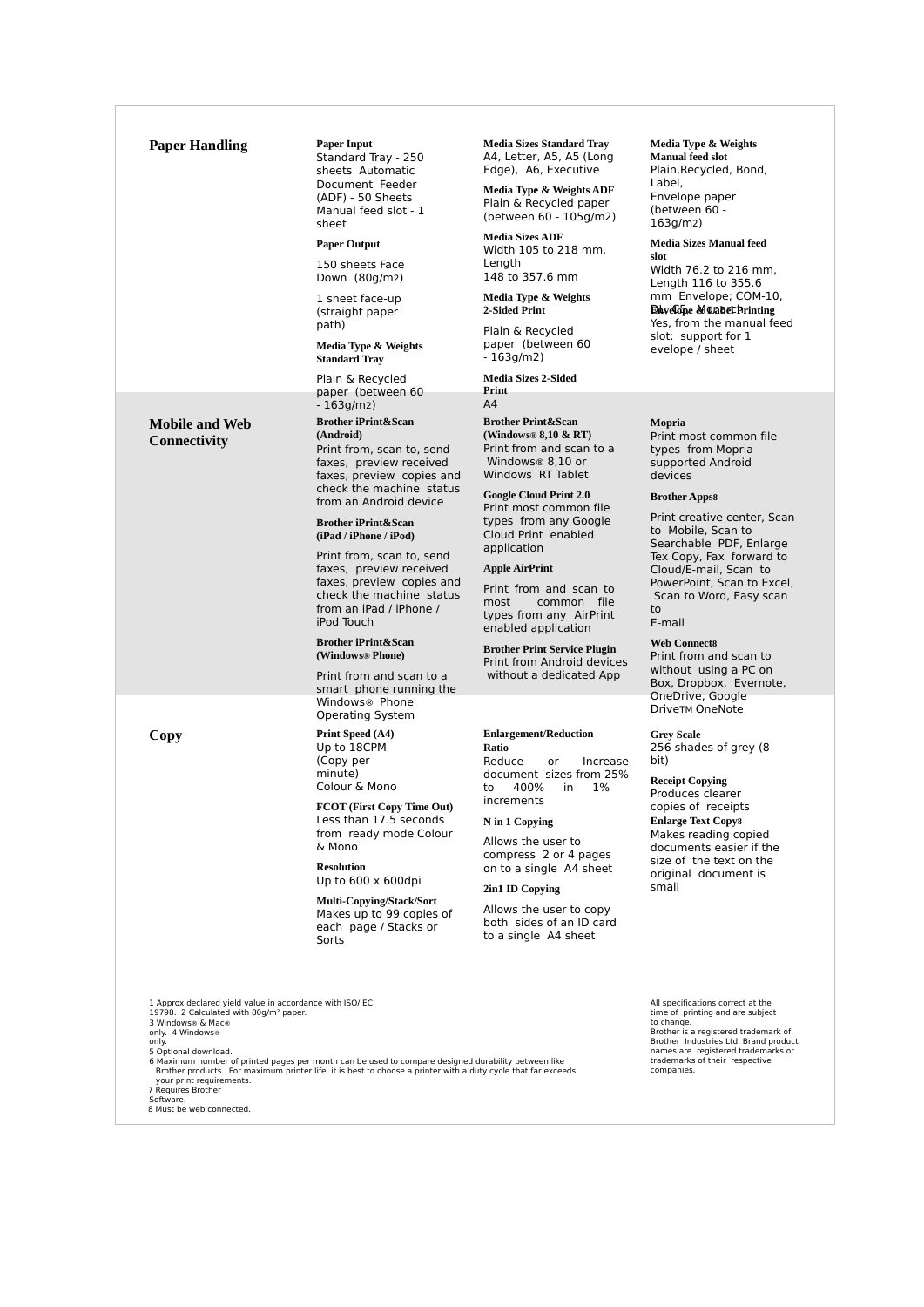## Paper Handling

**Paper Input**
Standard Tray - 250 sheets Automatic Document Feeder (ADF) - 50 Sheets
Manual feed slot - 1 sheet

**Paper Output**

150 sheets Face Down (80g/m2)

1 sheet face-up (straight paper path)

**Media Type & Weights Standard Tray**

Plain & Recycled paper (between 60 - 163g/m2)

**Media Sizes Standard Tray**
A4, Letter, A5, A5 (Long Edge), A6, Executive

**Media Type & Weights ADF**
Plain & Recycled paper (between 60 - 105g/m2)

**Media Sizes ADF**
Width 105 to 218 mm, Length
148 to 357.6 mm

**Media Type & Weights 2-Sided Print**

Plain & Recycled paper (between 60 - 163g/m2)

**Media Sizes 2-Sided Print**
A4

**Media Type & Weights Manual feed slot**
Plain,Recycled, Bond, Label,
Envelope paper (between 60 - 163g/m2)

**Media Sizes Manual feed slot**
Width 76.2 to 216 mm, Length 116 to 355.6 mm Envelope; COM-10, DL, C5, Monarch

**Envelope & Label Printing**
Yes, from the manual feed slot: support for 1 evelope / sheet

## Mobile and Web Connectivity

**Brother iPrint&Scan (Android)**
Print from, scan to, send faxes, preview received faxes, preview copies and check the machine status from an Android device

**Brother iPrint&Scan (iPad / iPhone / iPod)**

Print from, scan to, send faxes, preview received faxes, preview copies and check the machine status from an iPad / iPhone / iPod Touch

**Brother iPrint&Scan (Windows® Phone)**

Print from and scan to a smart phone running the Windows® Phone Operating System

**Brother Print&Scan (Windows® 8,10 & RT)**
Print from and scan to a Windows® 8,10 or Windows RT Tablet

**Google Cloud Print 2.0**
Print most common file types from any Google Cloud Print enabled application

**Apple AirPrint**

Print from and scan to most common file types from any AirPrint enabled application

**Brother Print Service Plugin**
Print from Android devices without a dedicated App

**Mopria**
Print most common file types from Mopria supported Android devices

**Brother Apps8**

Print creative center, Scan to Mobile, Scan to Searchable PDF, Enlarge Tex Copy, Fax forward to Cloud/E-mail, Scan to PowerPoint, Scan to Excel, Scan to Word, Easy scan to
E-mail

**Web Connect8**
Print from and scan to without using a PC on Box, Dropbox, Evernote, OneDrive, Google DriveTM OneNote

## Copy

**Print Speed (A4)**
Up to 18CPM
(Copy per minute)
Colour & Mono

**FCOT (First Copy Time Out)**
Less than 17.5 seconds from ready mode Colour & Mono

**Resolution**
Up to 600 x 600dpi

**Multi-Copying/Stack/Sort**
Makes up to 99 copies of each page / Stacks or Sorts

**Enlargement/Reduction Ratio**
Reduce or Increase document sizes from 25% to 400% in 1% increments

**N in 1 Copying**

Allows the user to compress 2 or 4 pages on to a single A4 sheet

**2in1 ID Copying**

Allows the user to copy both sides of an ID card to a single A4 sheet

**Grey Scale**
256 shades of grey (8 bit)

**Receipt Copying**
Produces clearer copies of receipts

**Enlarge Text Copy8**
Makes reading copied documents easier if the size of the text on the original document is small

1 Approx declared yield value in accordance with ISO/IEC 19798. 2 Calculated with 80g/m² paper.
3 Windows® & Mac® only. 4 Windows® only.
5 Optional download.
6 Maximum number of printed pages per month can be used to compare designed durability between like Brother products. For maximum printer life, it is best to choose a printer with a duty cycle that far exceeds your print requirements.
7 Requires Brother Software.
8 Must be web connected.

All specifications correct at the time of printing and are subject to change.
Brother is a registered trademark of Brother Industries Ltd. Brand product names are registered trademarks or trademarks of their respective companies.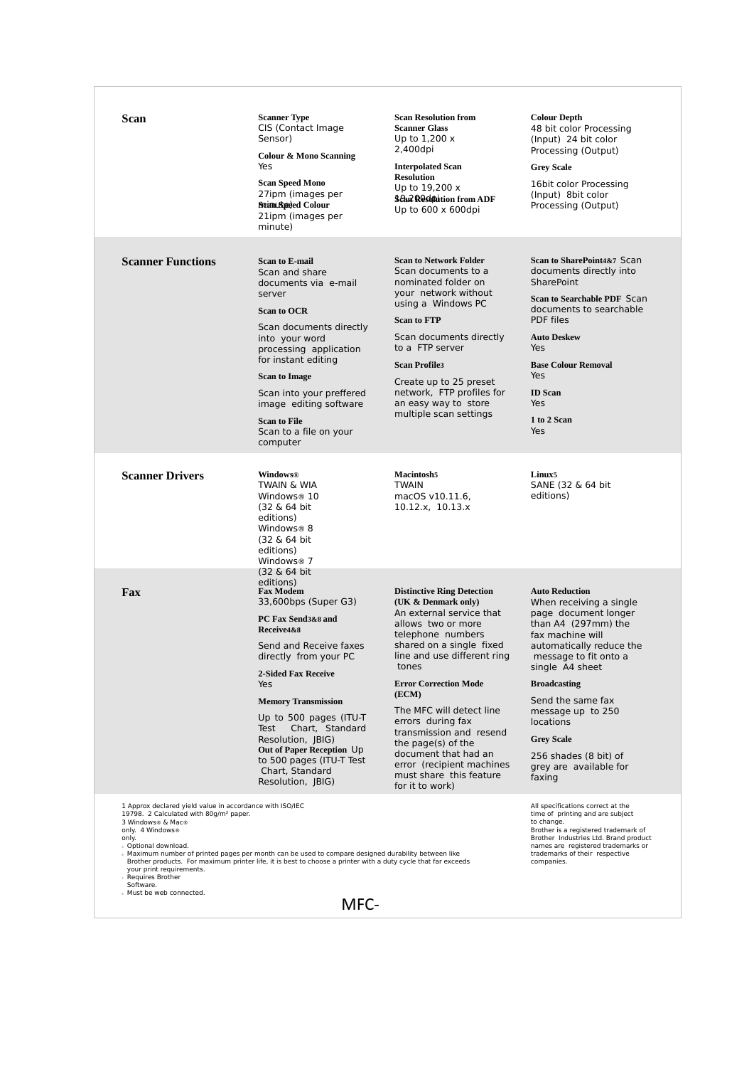## Scan

**Scanner Type**
CIS (Contact Image Sensor)

**Colour & Mono Scanning**
Yes

**Scan Speed Mono**
27ipm (images per minute)

**Scan Speed Colour**
21ipm (images per minute)

**Scan Resolution from Scanner Glass**
Up to 1,200 x 2,400dpi

**Interpolated Scan Resolution**
Up to 19,200 x 19,200dpi

**Scan Resolution from ADF**
Up to 600 x 600dpi

**Colour Depth**
48 bit color Processing (Input) 24 bit color Processing (Output)

**Grey Scale**
16bit color Processing (Input) 8bit color Processing (Output)

## Scanner Functions

**Scan to E-mail**
Scan and share documents via e-mail server

**Scan to OCR**
Scan documents directly into your word processing application for instant editing

**Scan to Image**
Scan into your preffered image editing software

**Scan to File**
Scan to a file on your computer

**Scan to Network Folder**
Scan documents to a nominated folder on your network without using a Windows PC

**Scan to FTP**
Scan documents directly to a FTP server

**Scan Profile3**
Create up to 25 preset network, FTP profiles for an easy way to store multiple scan settings

**Scan to SharePoint4&7** Scan documents directly into SharePoint

**Scan to Searchable PDF** Scan documents to searchable PDF files

**Auto Deskew**
Yes

**Base Colour Removal**
Yes

**ID Scan**
Yes

**1 to 2 Scan**
Yes

## Scanner Drivers

**Windows®**
TWAIN & WIA
Windows® 10 (32 & 64 bit editions)
Windows® 8 (32 & 64 bit editions)
Windows® 7 (32 & 64 bit editions)

**Macintosh5**
TWAIN
macOS v10.11.6, 10.12.x, 10.13.x

**Linux5**
SANE (32 & 64 bit editions)

## Fax

**Fax Modem**
33,600bps (Super G3)

**PC Fax Send3&8 and Receive4&8**
Send and Receive faxes directly from your PC

**2-Sided Fax Receive**
Yes

**Memory Transmission**
Up to 500 pages (ITU-T Test Chart, Standard Resolution, JBIG)

**Out of Paper Reception** Up to 500 pages (ITU-T Test Chart, Standard Resolution, JBIG)

**Distinctive Ring Detection (UK & Denmark only)**
An external service that allows two or more telephone numbers shared on a single fixed line and use different ring tones

**Error Correction Mode (ECM)**
The MFC will detect line errors during fax transmission and resend the page(s) of the document that had an error (recipient machines must share this feature for it to work)

**Auto Reduction**
When receiving a single page document longer than A4 (297mm) the fax machine will automatically reduce the message to fit onto a single A4 sheet

**Broadcasting**
Send the same fax message up to 250 locations

**Grey Scale**
256 shades (8 bit) of grey are available for faxing

1 Approx declared yield value in accordance with ISO/IEC 19798. 2 Calculated with 80g/m² paper.
3 Windows® & Mac® only. 4 Windows® only.
5 Optional download.
6 Maximum number of printed pages per month can be used to compare designed durability between like Brother products. For maximum printer life, it is best to choose a printer with a duty cycle that far exceeds your print requirements.
7 Requires Brother Software.
8 Must be web connected.

All specifications correct at the time of printing and are subject to change.
Brother is a registered trademark of Brother Industries Ltd. Brand product names are registered trademarks or trademarks of their respective companies.

MFC-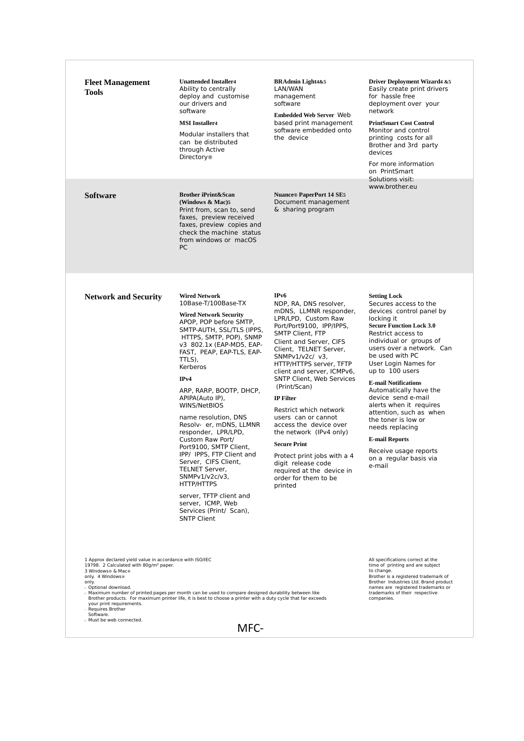## Fleet Management Tools

**Unattended Installer**[4]
Ability to centrally deploy and customise our drivers and software

**MSI Installer**[4]
Modular installers that can be distributed through Active Directory®

**BRAdmin Light**[4&5]
LAN/WAN management software

**Embedded Web Server** Web based print management software embedded onto the device

**Driver Deployment Wizard**[4 &5]
Easily create print drivers for hassle free deployment over your network

**PrintSmart Cost Control**
Monitor and control printing costs for all Brother and 3rd party devices

For more information on PrintSmart Solutions visit: www.brother.eu

## Software

**Brother iPrint&Scan (Windows & Mac)**[5]
Print from, scan to, send faxes, preview received faxes, preview copies and check the machine status from windows or macOS PC

**Nuance® PaperPort 14 SE**[5]
Document management & sharing program

## Network and Security

**Wired Network**
10Base-T/100Base-TX

**Wired Network Security**
APOP, POP before SMTP, SMTP-AUTH, SSL/TLS (IPPS, HTTPS, SMTP, POP), SNMP v3 802.1x (EAP-MD5, EAP-FAST, PEAP, EAP-TLS, EAP-TTLS),
Kerberos

**IPv4**

ARP, RARP, BOOTP, DHCP, APIPA(Auto IP), WINS/NetBIOS

name resolution, DNS Resolv- er, mDNS, LLMNR responder, LPR/LPD, Custom Raw Port/ Port9100, SMTP Client, IPP/ IPPS, FTP Client and Server, CIFS Client, TELNET Server, SNMPv1/v2c/v3, HTTP/HTTPS

server, TFTP client and server, ICMP, Web Services (Print/ Scan), SNTP Client

**IPv6**
NDP, RA, DNS resolver, mDNS, LLMNR responder, LPR/LPD, Custom Raw Port/Port9100, IPP/IPPS, SMTP Client, FTP Client and Server, CIFS Client, TELNET Server, SNMPv1/v2c/ v3, HTTP/HTTPS server, TFTP client and server, ICMPv6, SNTP Client, Web Services (Print/Scan)

**IP Filter**

Restrict which network users can or cannot access the device over the network (IPv4 only)

**Secure Print**

Protect print jobs with a 4 digit release code required at the device in order for them to be printed

**Setting Lock**
Secures access to the devices control panel by locking it

**Secure Function Lock 3.0**
Restrict access to individual or groups of users over a network. Can be used with PC User Login Names for up to 100 users

**E-mail Notifications**
Automatically have the device send e-mail alerts when it requires attention, such as when the toner is low or needs replacing

**E-mail Reports**

Receive usage reports on a regular basis via e-mail

1 Approx declared yield value in accordance with ISO/IEC 19798. 2 Calculated with 80g/m² paper.
3 Windows® & Mac® only. 4 Windows® only.
5 Optional download.
6 Maximum number of printed pages per month can be used to compare designed durability between like Brother products. For maximum printer life, it is best to choose a printer with a duty cycle that far exceeds your print requirements.
7 Requires Brother Software.
8 Must be web connected.

All specifications correct at the time of printing and are subject to change.
Brother is a registered trademark of Brother Industries Ltd. Brand product names are registered trademarks or trademarks of their respective companies.

MFC-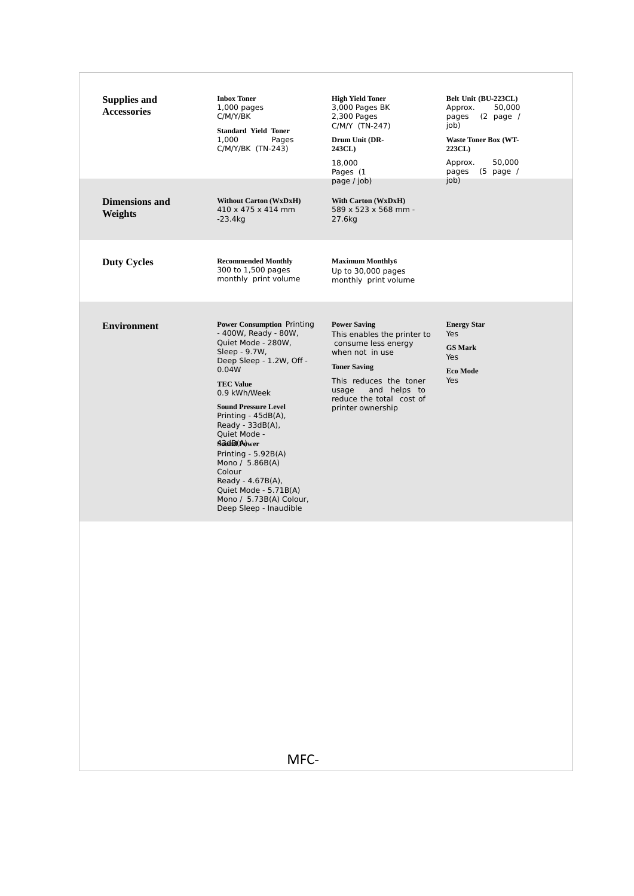| | | | |
|---|---|---|---|
| **Supplies and Accessories** | **Inbox Toner**<br>1,000 pages C/M/Y/BK<br>**Standard Yield Toner**<br>1,000 Pages C/M/Y/BK (TN-243) | **High Yield Toner**<br>3,000 Pages BK<br>2,300 Pages C/M/Y (TN-247)<br>**Drum Unit (DR-243CL)**<br>18,000 Pages (1 page / job) | **Belt Unit (BU-223CL)**<br>Approx. 50,000 pages (2 page / job)<br>**Waste Toner Box (WT-223CL)**<br>Approx. 50,000 pages (5 page / job) |
| **Dimensions and Weights** | **Without Carton (WxDxH)**<br>410 x 475 x 414 mm -23.4kg | **With Carton (WxDxH)**<br>589 x 523 x 568 mm - 27.6kg | |
| **Duty Cycles** | **Recommended Monthly**<br>300 to 1,500 pages monthly print volume | **Maximum Monthly6**<br>Up to 30,000 pages monthly print volume | |
| **Environment** | **Power Consumption** Printing - 400W, Ready - 80W, Quiet Mode - 280W, Sleep - 9.7W, Deep Sleep - 1.2W, Off - 0.04W<br>**TEC Value**<br>0.9 kWh/Week<br>**Sound Pressure Level**<br>Printing - 45dB(A), Ready - 33dB(A), Quiet Mode - 43dB(A)<br>**Sound Power**<br>Printing - 5.92B(A) Mono / 5.86B(A) Colour<br>Ready - 4.67B(A), Quiet Mode - 5.71B(A) Mono / 5.73B(A) Colour, Deep Sleep - Inaudible | **Power Saving**<br>This enables the printer to consume less energy when not in use<br>**Toner Saving**<br>This reduces the toner usage and helps to reduce the total cost of printer ownership | **Energy Star**<br>Yes<br>**GS Mark**<br>Yes<br>**Eco Mode**<br>Yes |

MFC-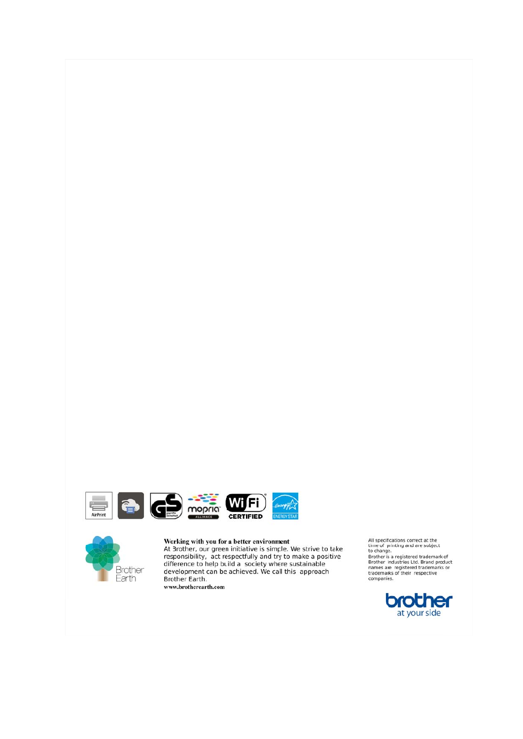AirPrint

CERTIFIED

ENERGY STAR

Brother Earth

**Working with you for a better environment**
At Brother, our green initiative is simple. We strive to take responsibility, act respectfully and try to make a positive difference to help build a society where sustainable development can be achieved. We call this approach Brother Earth.
**www.brotherearth.com**

All specifications correct at the time of printing and are subject to change.
Brother is a registered trademark of Brother Industries Ltd. Brand product names are registered trademarks or trademarks of their respective companies.

brother
at your side